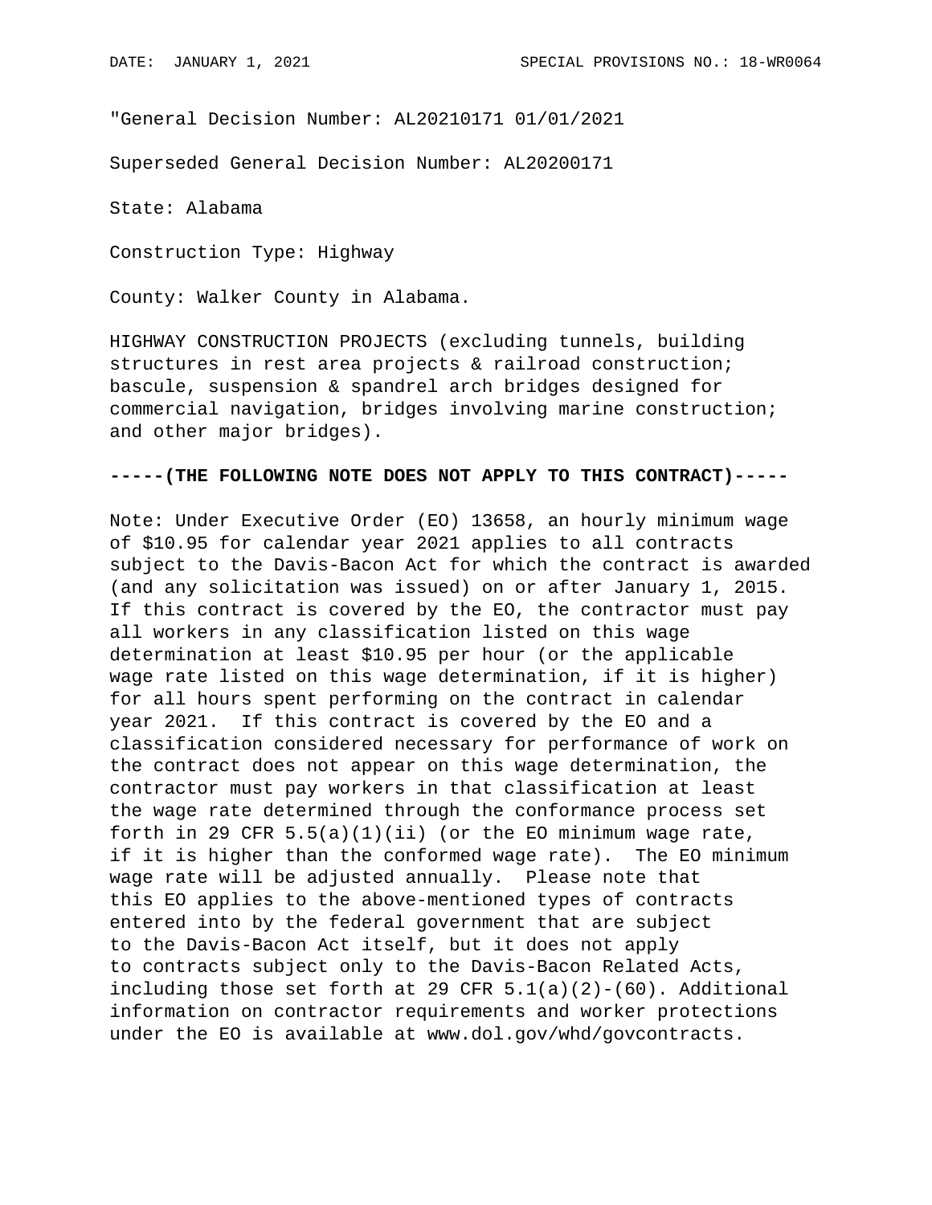DATE: JANUARY 1, 2021 SPECIAL PROVISIONS NO.: 18-WR0064

"General Decision Number: AL20210171 01/01/2021

Superseded General Decision Number: AL20200171

State: Alabama

Construction Type: Highway

County: Walker County in Alabama.

HIGHWAY CONSTRUCTION PROJECTS (excluding tunnels, building structures in rest area projects & railroad construction; bascule, suspension & spandrel arch bridges designed for commercial navigation, bridges involving marine construction; and other major bridges).

**-----(THE FOLLOWING NOTE DOES NOT APPLY TO THIS CONTRACT)-----**

Note: Under Executive Order (EO) 13658, an hourly minimum wage of $10.95 for calendar year 2021 applies to all contracts subject to the Davis-Bacon Act for which the contract is awarded (and any solicitation was issued) on or after January 1, 2015. If this contract is covered by the EO, the contractor must pay all workers in any classification listed on this wage determination at least $10.95 per hour (or the applicable wage rate listed on this wage determination, if it is higher) for all hours spent performing on the contract in calendar year 2021. If this contract is covered by the EO and a classification considered necessary for performance of work on the contract does not appear on this wage determination, the contractor must pay workers in that classification at least the wage rate determined through the conformance process set forth in 29 CFR 5.5(a)(1)(ii) (or the EO minimum wage rate, if it is higher than the conformed wage rate). The EO minimum wage rate will be adjusted annually. Please note that this EO applies to the above-mentioned types of contracts entered into by the federal government that are subject to the Davis-Bacon Act itself, but it does not apply to contracts subject only to the Davis-Bacon Related Acts, including those set forth at 29 CFR 5.1(a)(2)-(60). Additional information on contractor requirements and worker protections under the EO is available at www.dol.gov/whd/govcontracts.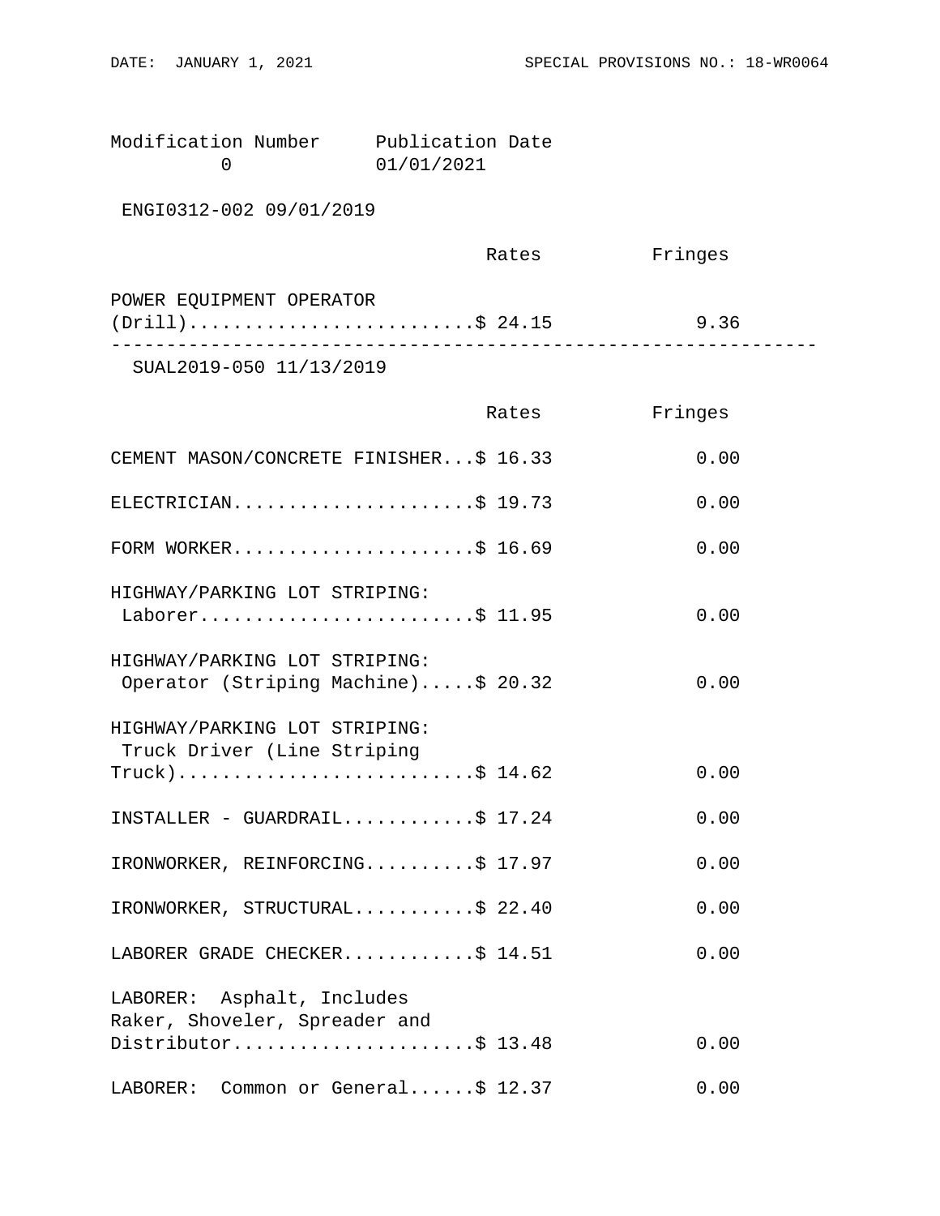Modification Number Publication Date
0 01/01/2021

ENGI0312-002 09/01/2019

| | Rates | Fringes |
|---|---|---|
| POWER EQUIPMENT OPERATOR (Drill) | $ 24.15 | 9.36 |

---

SUAL2019-050 11/13/2019

| | Rates | Fringes |
|---|---|---|
| CEMENT MASON/CONCRETE FINISHER | $ 16.33 | 0.00 |
| ELECTRICIAN | $ 19.73 | 0.00 |
| FORM WORKER | $ 16.69 | 0.00 |
| HIGHWAY/PARKING LOT STRIPING: Laborer | $ 11.95 | 0.00 |
| HIGHWAY/PARKING LOT STRIPING: Operator (Striping Machine) | $ 20.32 | 0.00 |
| HIGHWAY/PARKING LOT STRIPING: Truck Driver (Line Striping Truck) | $ 14.62 | 0.00 |
| INSTALLER - GUARDRAIL | $ 17.24 | 0.00 |
| IRONWORKER, REINFORCING | $ 17.97 | 0.00 |
| IRONWORKER, STRUCTURAL | $ 22.40 | 0.00 |
| LABORER GRADE CHECKER | $ 14.51 | 0.00 |
| LABORER: Asphalt, Includes Raker, Shoveler, Spreader and Distributor | $ 13.48 | 0.00 |
| LABORER: Common or General | $ 12.37 | 0.00 |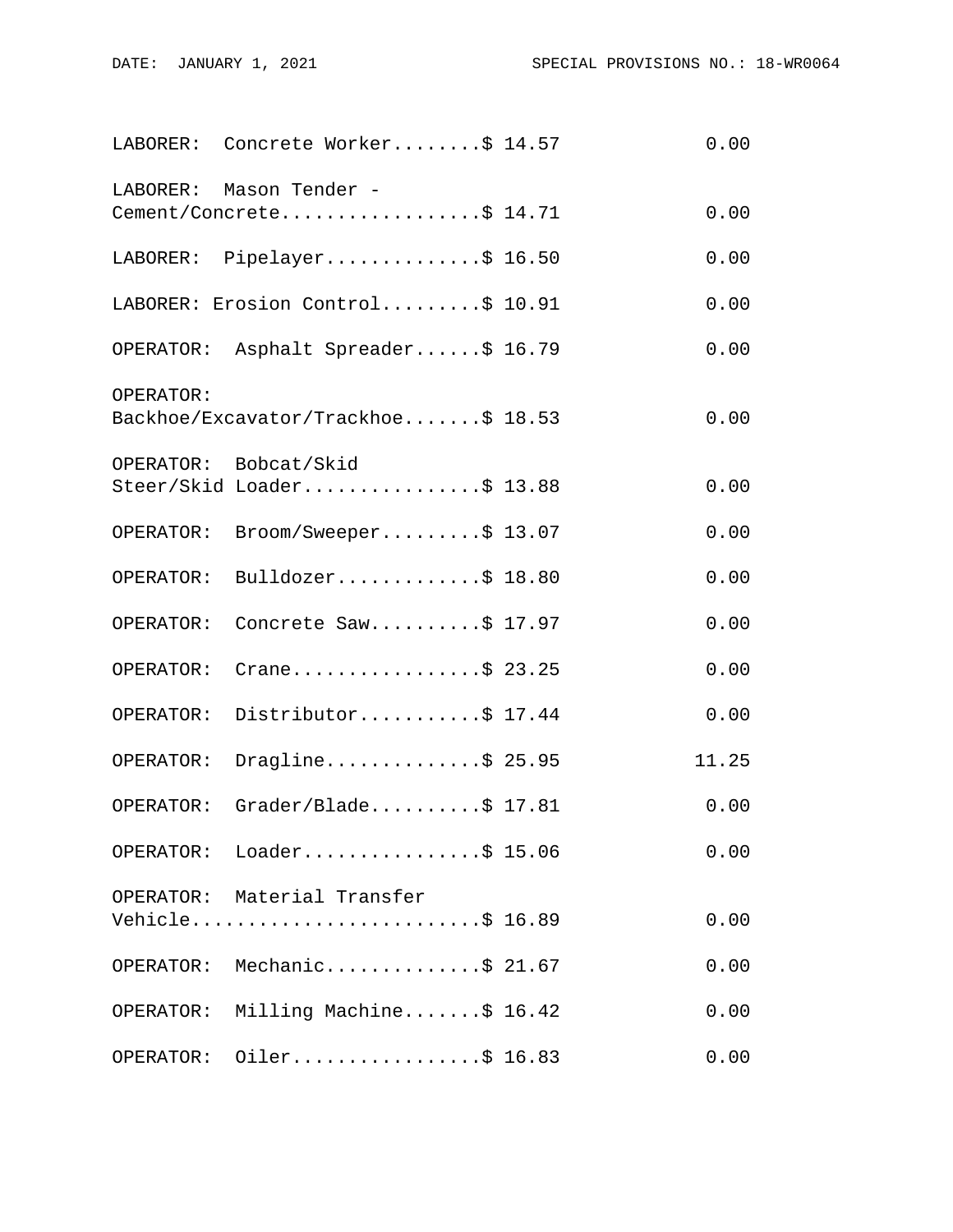```
LABORER:  Concrete Worker........$ 14.57            0.00

LABORER:  Mason Tender - 
Cement/Concrete..................$ 14.71            0.00

LABORER:  Pipelayer..............$ 16.50            0.00

LABORER: Erosion Control.........$ 10.91            0.00

OPERATOR:  Asphalt Spreader......$ 16.79            0.00

OPERATOR:  
Backhoe/Excavator/Trackhoe.......$ 18.53            0.00

OPERATOR:  Bobcat/Skid 
Steer/Skid Loader................$ 13.88            0.00

OPERATOR:  Broom/Sweeper.........$ 13.07            0.00

OPERATOR:  Bulldozer.............$ 18.80            0.00

OPERATOR:  Concrete Saw..........$ 17.97            0.00

OPERATOR:  Crane.................$ 23.25            0.00

OPERATOR:  Distributor...........$ 17.44            0.00

OPERATOR:  Dragline..............$ 25.95           11.25

OPERATOR:  Grader/Blade..........$ 17.81            0.00

OPERATOR:  Loader................$ 15.06            0.00

OPERATOR:  Material Transfer 
Vehicle..........................$ 16.89            0.00

OPERATOR:  Mechanic..............$ 21.67            0.00

OPERATOR:  Milling Machine.......$ 16.42            0.00

OPERATOR:  Oiler.................$ 16.83            0.00
```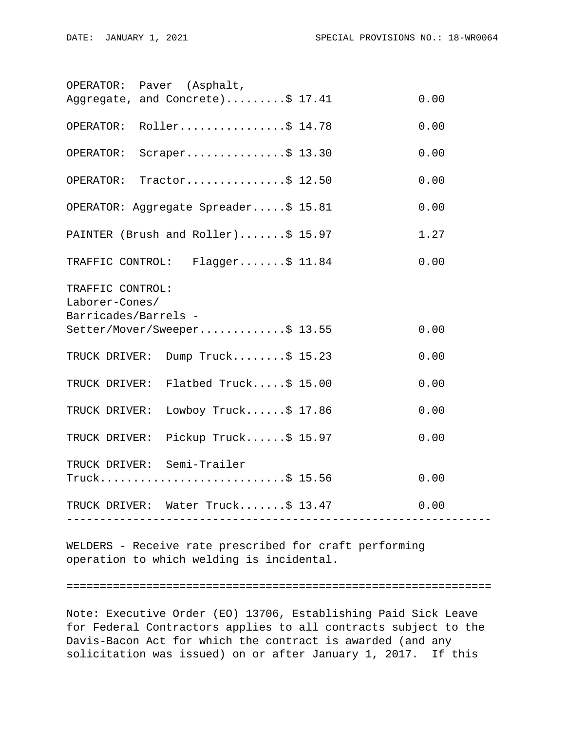| Classification | Rates | Fringes |
|---|---|---|
| OPERATOR: Paver (Asphalt, Aggregate, and Concrete) | $ 17.41 | 0.00 |
| OPERATOR: Roller | $ 14.78 | 0.00 |
| OPERATOR: Scraper | $ 13.30 | 0.00 |
| OPERATOR: Tractor | $ 12.50 | 0.00 |
| OPERATOR: Aggregate Spreader | $ 15.81 | 0.00 |
| PAINTER (Brush and Roller) | $ 15.97 | 1.27 |
| TRAFFIC CONTROL: Flagger | $ 11.84 | 0.00 |
| TRAFFIC CONTROL: Laborer-Cones/ Barricades/Barrels - Setter/Mover/Sweeper | $ 13.55 | 0.00 |
| TRUCK DRIVER: Dump Truck | $ 15.23 | 0.00 |
| TRUCK DRIVER: Flatbed Truck | $ 15.00 | 0.00 |
| TRUCK DRIVER: Lowboy Truck | $ 17.86 | 0.00 |
| TRUCK DRIVER: Pickup Truck | $ 15.97 | 0.00 |
| TRUCK DRIVER: Semi-Trailer Truck | $ 15.56 | 0.00 |
| TRUCK DRIVER: Water Truck | $ 13.47 | 0.00 |

---

WELDERS - Receive rate prescribed for craft performing operation to which welding is incidental.

---

Note: Executive Order (EO) 13706, Establishing Paid Sick Leave for Federal Contractors applies to all contracts subject to the Davis-Bacon Act for which the contract is awarded (and any solicitation was issued) on or after January 1, 2017. If this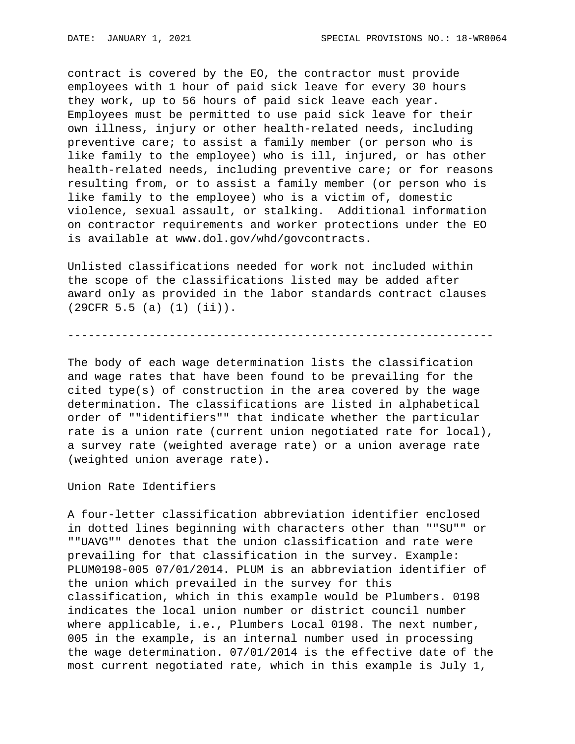contract is covered by the EO, the contractor must provide employees with 1 hour of paid sick leave for every 30 hours they work, up to 56 hours of paid sick leave each year. Employees must be permitted to use paid sick leave for their own illness, injury or other health-related needs, including preventive care; to assist a family member (or person who is like family to the employee) who is ill, injured, or has other health-related needs, including preventive care; or for reasons resulting from, or to assist a family member (or person who is like family to the employee) who is a victim of, domestic violence, sexual assault, or stalking. Additional information on contractor requirements and worker protections under the EO is available at www.dol.gov/whd/govcontracts.

Unlisted classifications needed for work not included within the scope of the classifications listed may be added after award only as provided in the labor standards contract clauses (29CFR 5.5 (a) (1) (ii)).

----------------------------------------------------------------

The body of each wage determination lists the classification and wage rates that have been found to be prevailing for the cited type(s) of construction in the area covered by the wage determination. The classifications are listed in alphabetical order of ""identifiers"" that indicate whether the particular rate is a union rate (current union negotiated rate for local), a survey rate (weighted average rate) or a union average rate (weighted union average rate).

Union Rate Identifiers

A four-letter classification abbreviation identifier enclosed in dotted lines beginning with characters other than ""SU"" or ""UAVG"" denotes that the union classification and rate were prevailing for that classification in the survey. Example: PLUM0198-005 07/01/2014. PLUM is an abbreviation identifier of the union which prevailed in the survey for this classification, which in this example would be Plumbers. 0198 indicates the local union number or district council number where applicable, i.e., Plumbers Local 0198. The next number, 005 in the example, is an internal number used in processing the wage determination. 07/01/2014 is the effective date of the most current negotiated rate, which in this example is July 1,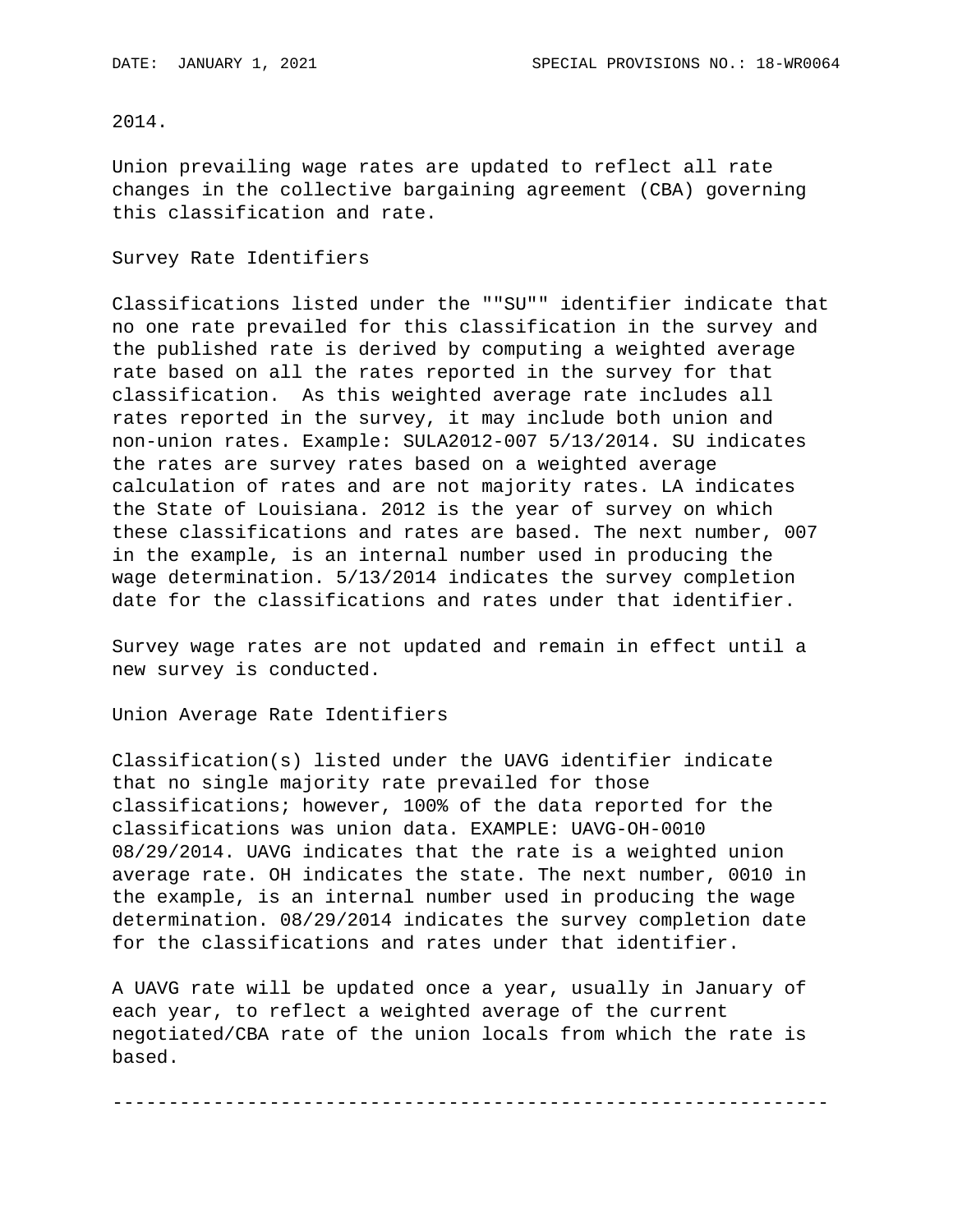2014.

Union prevailing wage rates are updated to reflect all rate changes in the collective bargaining agreement (CBA) governing this classification and rate.

Survey Rate Identifiers

Classifications listed under the ""SU"" identifier indicate that no one rate prevailed for this classification in the survey and the published rate is derived by computing a weighted average rate based on all the rates reported in the survey for that classification. As this weighted average rate includes all rates reported in the survey, it may include both union and non-union rates. Example: SULA2012-007 5/13/2014. SU indicates the rates are survey rates based on a weighted average calculation of rates and are not majority rates. LA indicates the State of Louisiana. 2012 is the year of survey on which these classifications and rates are based. The next number, 007 in the example, is an internal number used in producing the wage determination. 5/13/2014 indicates the survey completion date for the classifications and rates under that identifier.

Survey wage rates are not updated and remain in effect until a new survey is conducted.

Union Average Rate Identifiers

Classification(s) listed under the UAVG identifier indicate that no single majority rate prevailed for those classifications; however, 100% of the data reported for the classifications was union data. EXAMPLE: UAVG-OH-0010 08/29/2014. UAVG indicates that the rate is a weighted union average rate. OH indicates the state. The next number, 0010 in the example, is an internal number used in producing the wage determination. 08/29/2014 indicates the survey completion date for the classifications and rates under that identifier.

A UAVG rate will be updated once a year, usually in January of each year, to reflect a weighted average of the current negotiated/CBA rate of the union locals from which the rate is based.

----------------------------------------------------------------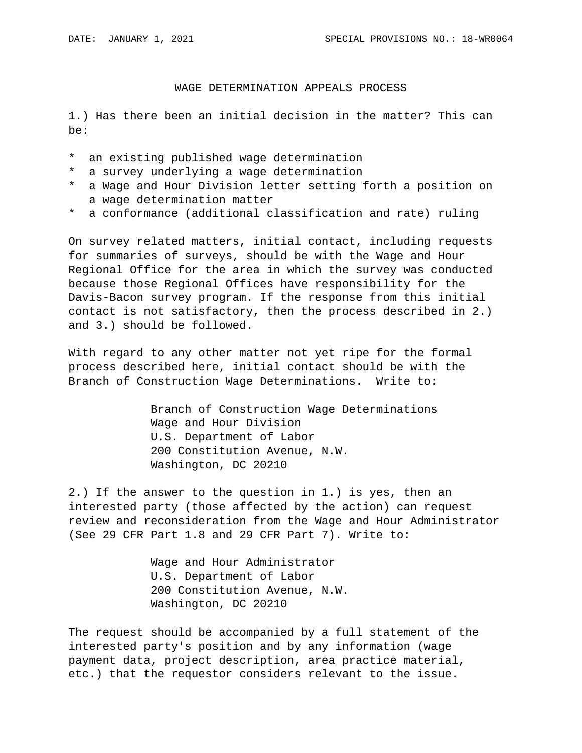## WAGE DETERMINATION APPEALS PROCESS

1.) Has there been an initial decision in the matter? This can be:

* an existing published wage determination
* a survey underlying a wage determination
* a Wage and Hour Division letter setting forth a position on a wage determination matter
* a conformance (additional classification and rate) ruling

On survey related matters, initial contact, including requests for summaries of surveys, should be with the Wage and Hour Regional Office for the area in which the survey was conducted because those Regional Offices have responsibility for the Davis-Bacon survey program. If the response from this initial contact is not satisfactory, then the process described in 2.) and 3.) should be followed.

With regard to any other matter not yet ripe for the formal process described here, initial contact should be with the Branch of Construction Wage Determinations. Write to:

Branch of Construction Wage Determinations
Wage and Hour Division
U.S. Department of Labor
200 Constitution Avenue, N.W.
Washington, DC 20210

2.) If the answer to the question in 1.) is yes, then an interested party (those affected by the action) can request review and reconsideration from the Wage and Hour Administrator (See 29 CFR Part 1.8 and 29 CFR Part 7). Write to:

Wage and Hour Administrator
U.S. Department of Labor
200 Constitution Avenue, N.W.
Washington, DC 20210

The request should be accompanied by a full statement of the interested party's position and by any information (wage payment data, project description, area practice material, etc.) that the requestor considers relevant to the issue.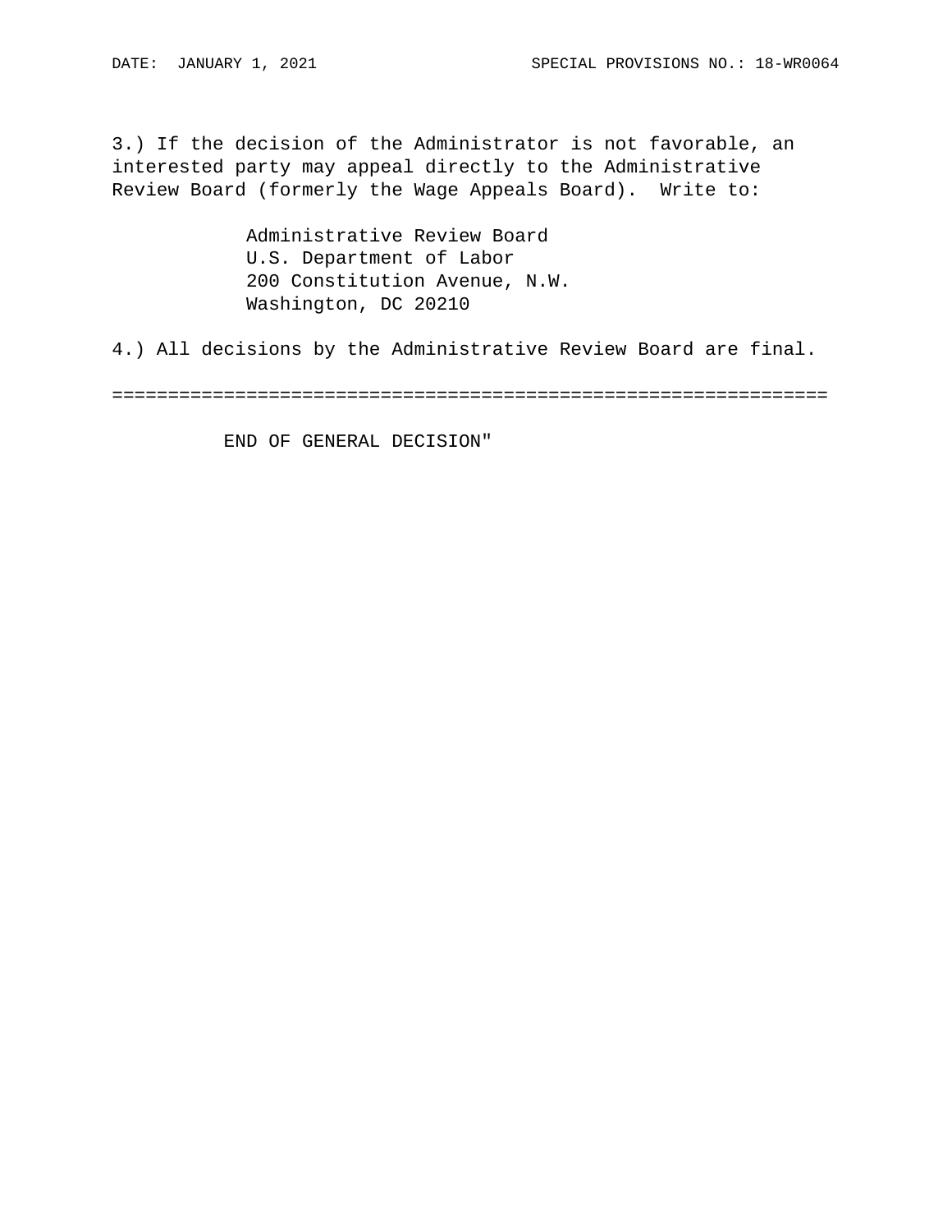3.) If the decision of the Administrator is not favorable, an interested party may appeal directly to the Administrative Review Board (formerly the Wage Appeals Board). Write to:

Administrative Review Board
U.S. Department of Labor
200 Constitution Avenue, N.W.
Washington, DC 20210

4.) All decisions by the Administrative Review Board are final.

================================================================

END OF GENERAL DECISION"